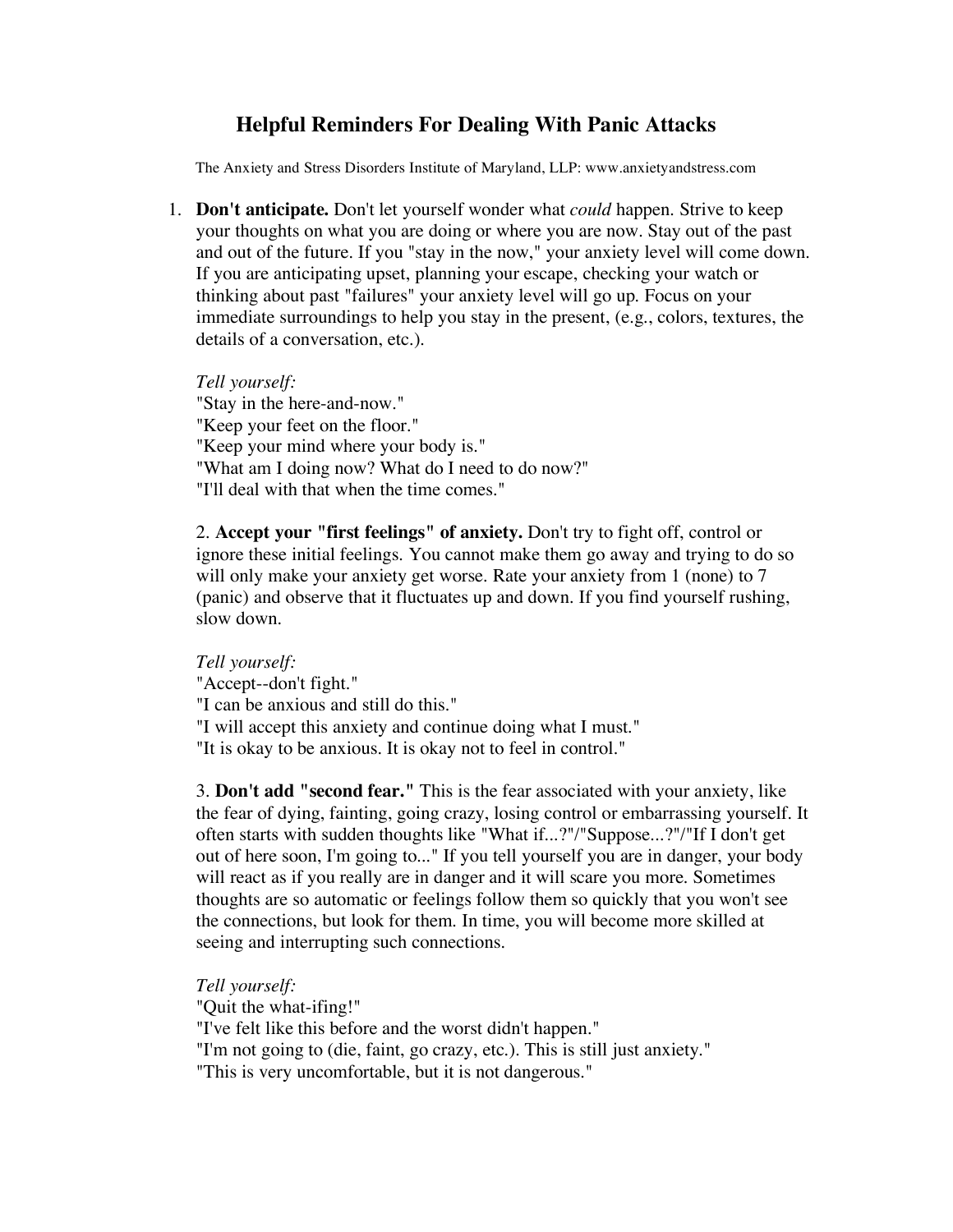# Helpful Reminders For Dealing With Panic Attacks

The Anxiety and Stress Disorders Institute of Maryland, LLP: www.anxietyandstress.com

1. **Don't anticipate.** Don't let yourself wonder what *could* happen. Strive to keep your thoughts on what you are doing or where you are now. Stay out of the past and out of the future. If you "stay in the now," your anxiety level will come down. If you are anticipating upset, planning your escape, checking your watch or thinking about past "failures" your anxiety level will go up. Focus on your immediate surroundings to help you stay in the present, (e.g., colors, textures, the details of a conversation, etc.).

   *Tell yourself:*
   "Stay in the here-and-now."
   "Keep your feet on the floor."
   "Keep your mind where your body is."
   "What am I doing now? What do I need to do now?"
   "I'll deal with that when the time comes."

2. **Accept your "first feelings" of anxiety.** Don't try to fight off, control or ignore these initial feelings. You cannot make them go away and trying to do so will only make your anxiety get worse. Rate your anxiety from 1 (none) to 7 (panic) and observe that it fluctuates up and down. If you find yourself rushing, slow down.

   *Tell yourself:*
   "Accept--don't fight."
   "I can be anxious and still do this."
   "I will accept this anxiety and continue doing what I must."
   "It is okay to be anxious. It is okay not to feel in control."

3. **Don't add "second fear."** This is the fear associated with your anxiety, like the fear of dying, fainting, going crazy, losing control or embarrassing yourself. It often starts with sudden thoughts like "What if...?"/"Suppose...?"/"If I don't get out of here soon, I'm going to..." If you tell yourself you are in danger, your body will react as if you really are in danger and it will scare you more. Sometimes thoughts are so automatic or feelings follow them so quickly that you won't see the connections, but look for them. In time, you will become more skilled at seeing and interrupting such connections.

   *Tell yourself:*
   "Quit the what-ifing!"
   "I've felt like this before and the worst didn't happen."
   "I'm not going to (die, faint, go crazy, etc.). This is still just anxiety."
   "This is very uncomfortable, but it is not dangerous."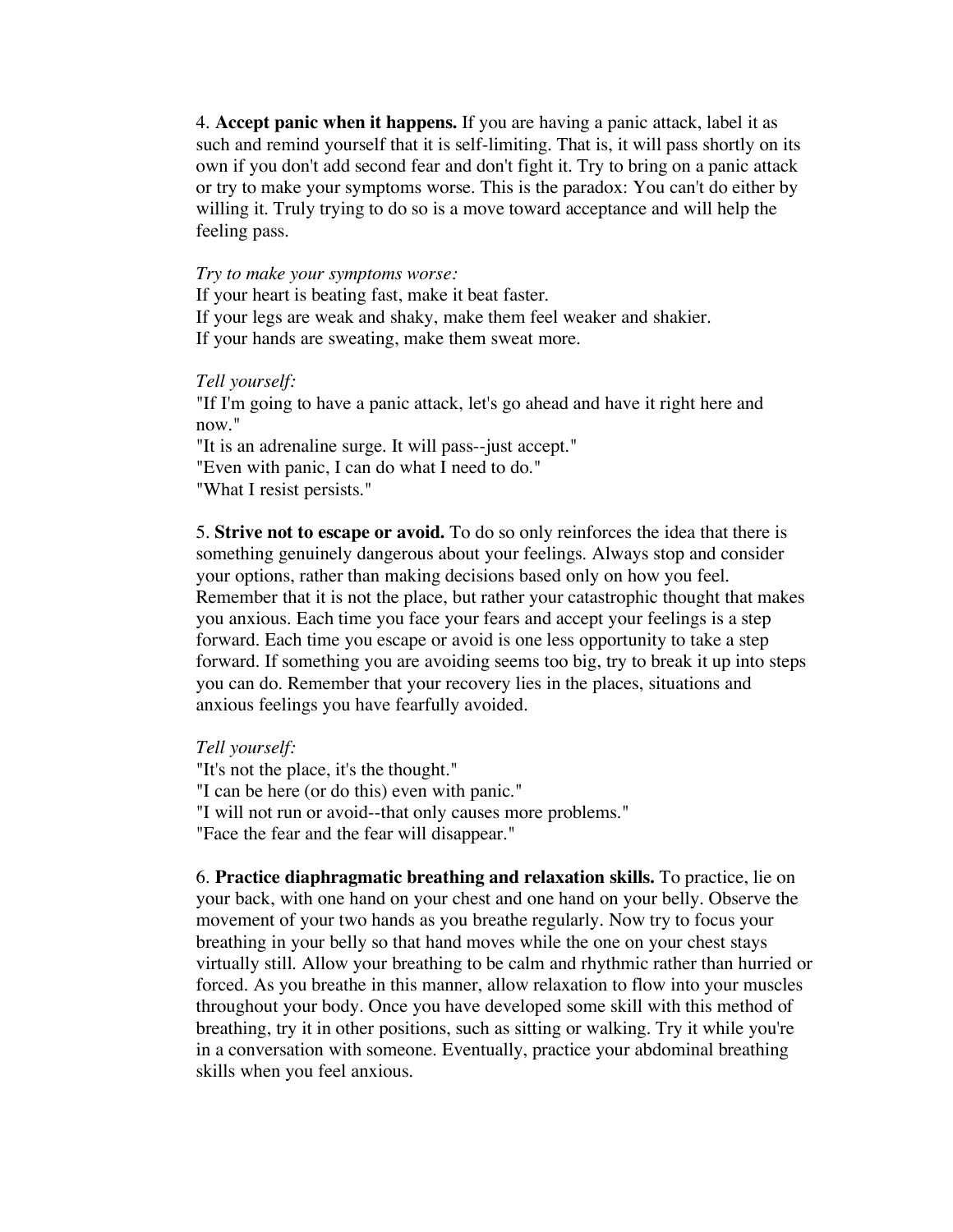4. **Accept panic when it happens.** If you are having a panic attack, label it as such and remind yourself that it is self-limiting. That is, it will pass shortly on its own if you don't add second fear and don't fight it. Try to bring on a panic attack or try to make your symptoms worse. This is the paradox: You can't do either by willing it. Truly trying to do so is a move toward acceptance and will help the feeling pass.

*Try to make your symptoms worse:*
If your heart is beating fast, make it beat faster.
If your legs are weak and shaky, make them feel weaker and shakier.
If your hands are sweating, make them sweat more.

*Tell yourself:*
"If I'm going to have a panic attack, let's go ahead and have it right here and now."
"It is an adrenaline surge. It will pass--just accept."
"Even with panic, I can do what I need to do."
"What I resist persists."

5. **Strive not to escape or avoid.** To do so only reinforces the idea that there is something genuinely dangerous about your feelings. Always stop and consider your options, rather than making decisions based only on how you feel. Remember that it is not the place, but rather your catastrophic thought that makes you anxious. Each time you face your fears and accept your feelings is a step forward. Each time you escape or avoid is one less opportunity to take a step forward. If something you are avoiding seems too big, try to break it up into steps you can do. Remember that your recovery lies in the places, situations and anxious feelings you have fearfully avoided.

*Tell yourself:*
"It's not the place, it's the thought."
"I can be here (or do this) even with panic."
"I will not run or avoid--that only causes more problems."
"Face the fear and the fear will disappear."

6. **Practice diaphragmatic breathing and relaxation skills.** To practice, lie on your back, with one hand on your chest and one hand on your belly. Observe the movement of your two hands as you breathe regularly. Now try to focus your breathing in your belly so that hand moves while the one on your chest stays virtually still. Allow your breathing to be calm and rhythmic rather than hurried or forced. As you breathe in this manner, allow relaxation to flow into your muscles throughout your body. Once you have developed some skill with this method of breathing, try it in other positions, such as sitting or walking. Try it while you're in a conversation with someone. Eventually, practice your abdominal breathing skills when you feel anxious.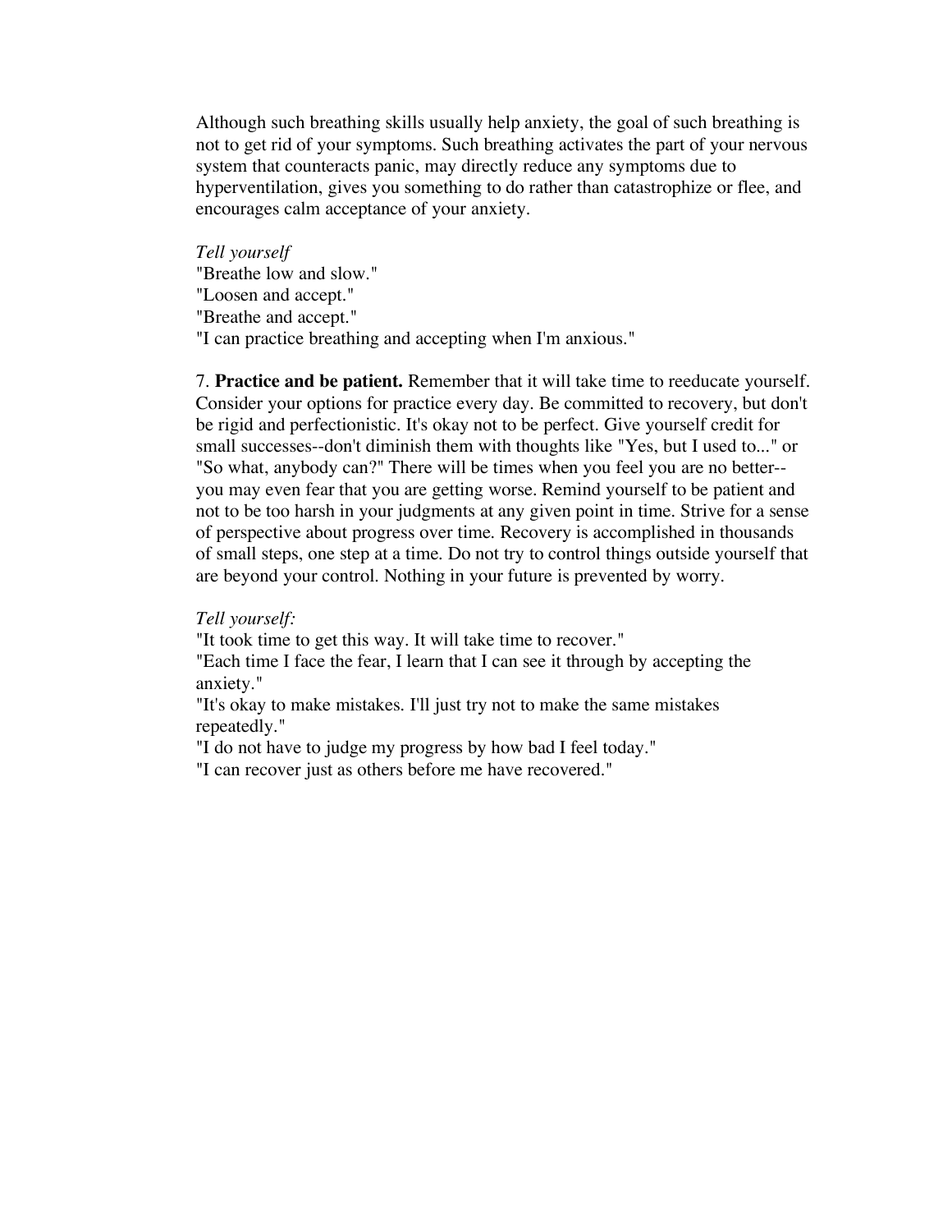Although such breathing skills usually help anxiety, the goal of such breathing is not to get rid of your symptoms. Such breathing activates the part of your nervous system that counteracts panic, may directly reduce any symptoms due to hyperventilation, gives you something to do rather than catastrophize or flee, and encourages calm acceptance of your anxiety.

*Tell yourself*
"Breathe low and slow."
"Loosen and accept."
"Breathe and accept."
"I can practice breathing and accepting when I'm anxious."

7. **Practice and be patient.** Remember that it will take time to reeducate yourself. Consider your options for practice every day. Be committed to recovery, but don't be rigid and perfectionistic. It's okay not to be perfect. Give yourself credit for small successes--don't diminish them with thoughts like "Yes, but I used to..." or "So what, anybody can?" There will be times when you feel you are no better--you may even fear that you are getting worse. Remind yourself to be patient and not to be too harsh in your judgments at any given point in time. Strive for a sense of perspective about progress over time. Recovery is accomplished in thousands of small steps, one step at a time. Do not try to control things outside yourself that are beyond your control. Nothing in your future is prevented by worry.

*Tell yourself:*
"It took time to get this way. It will take time to recover."
"Each time I face the fear, I learn that I can see it through by accepting the anxiety."
"It's okay to make mistakes. I'll just try not to make the same mistakes repeatedly."
"I do not have to judge my progress by how bad I feel today."
"I can recover just as others before me have recovered."